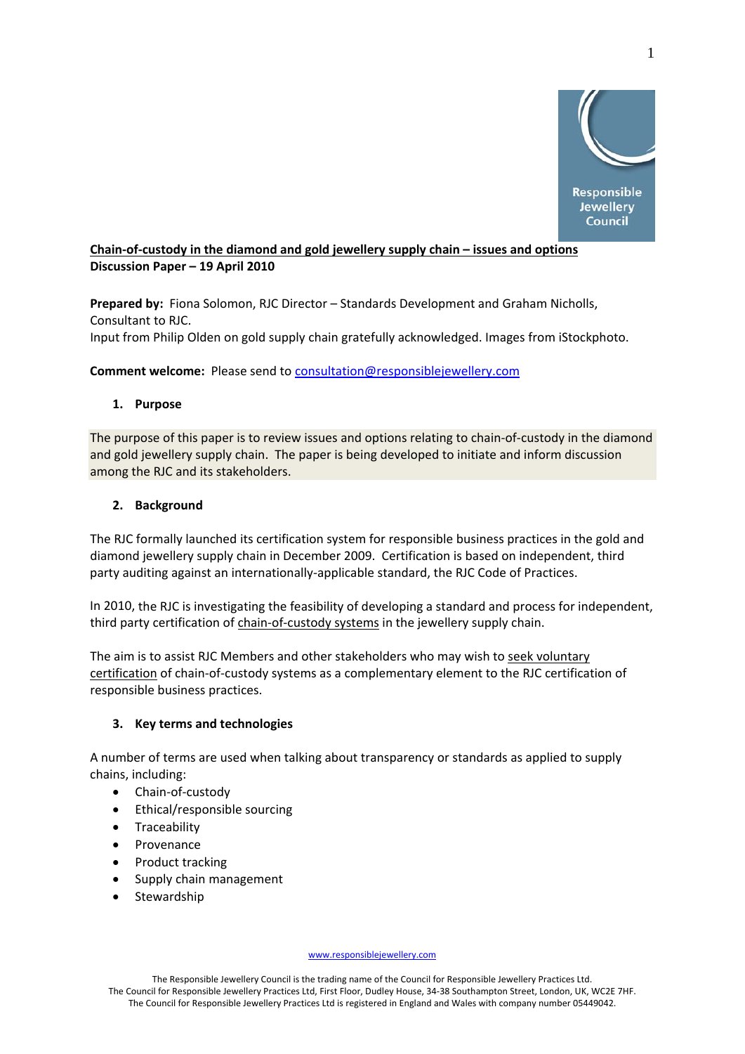**Chain-of-custody in the diamond and gold jewellery supply chain – issues and options**
**Discussion Paper – 19 April 2010**

**Prepared by:** Fiona Solomon, RJC Director – Standards Development and Graham Nicholls, Consultant to RJC.
Input from Philip Olden on gold supply chain gratefully acknowledged. Images from iStockphoto.

**Comment welcome:** Please send to consultation@responsiblejewellery.com

## 1. Purpose

The purpose of this paper is to review issues and options relating to chain-of-custody in the diamond and gold jewellery supply chain. The paper is being developed to initiate and inform discussion among the RJC and its stakeholders.

## 2. Background

The RJC formally launched its certification system for responsible business practices in the gold and diamond jewellery supply chain in December 2009. Certification is based on independent, third party auditing against an internationally-applicable standard, the RJC Code of Practices.

In 2010, the RJC is investigating the feasibility of developing a standard and process for independent, third party certification of chain-of-custody systems in the jewellery supply chain.

The aim is to assist RJC Members and other stakeholders who may wish to seek voluntary certification of chain-of-custody systems as a complementary element to the RJC certification of responsible business practices.

## 3. Key terms and technologies

A number of terms are used when talking about transparency or standards as applied to supply chains, including:

- Chain-of-custody
- Ethical/responsible sourcing
- Traceability
- Provenance
- Product tracking
- Supply chain management
- Stewardship

www.responsiblejewellery.com

The Responsible Jewellery Council is the trading name of the Council for Responsible Jewellery Practices Ltd.
The Council for Responsible Jewellery Practices Ltd, First Floor, Dudley House, 34-38 Southampton Street, London, UK, WC2E 7HF.
The Council for Responsible Jewellery Practices Ltd is registered in England and Wales with company number 05449042.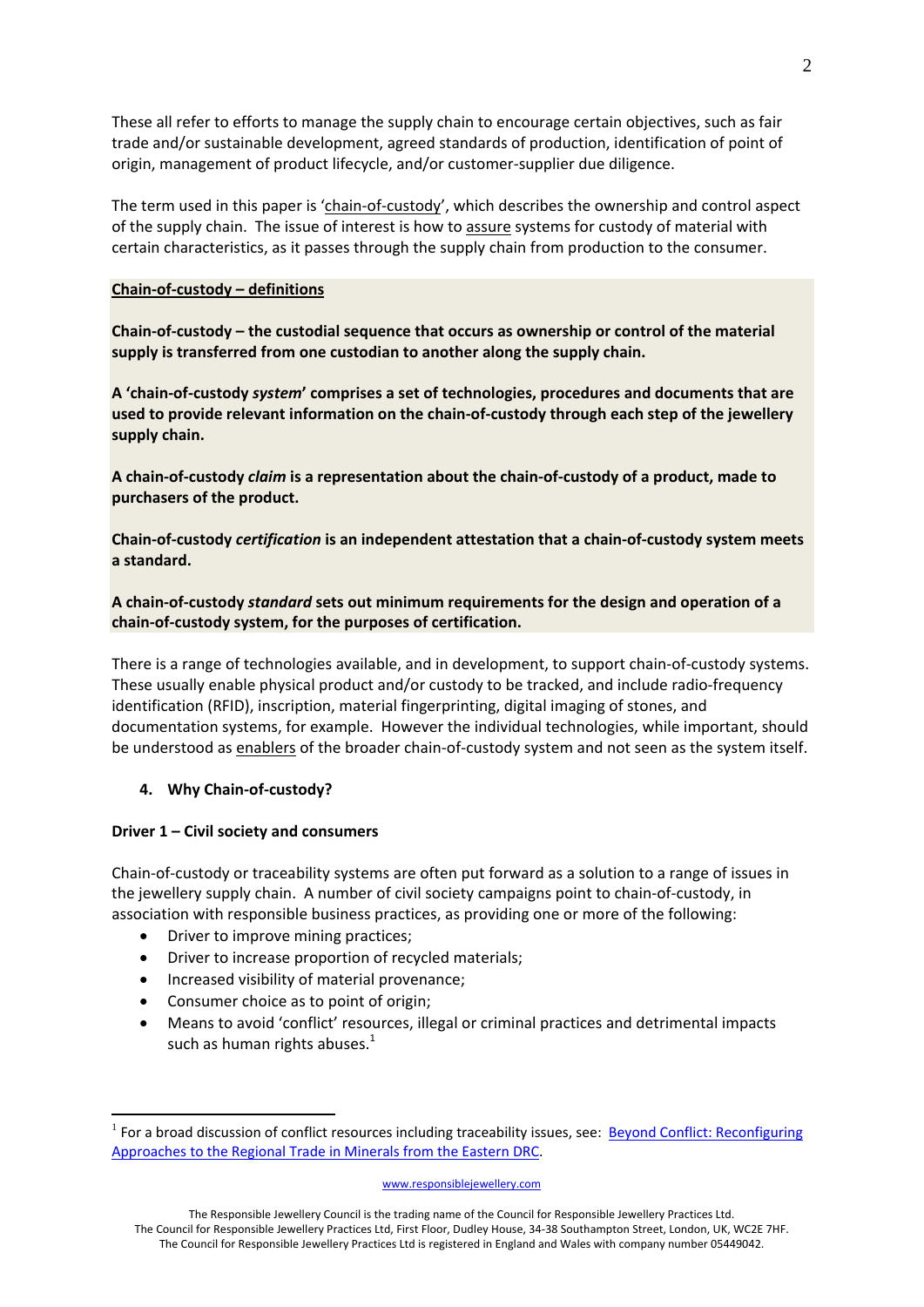These all refer to efforts to manage the supply chain to encourage certain objectives, such as fair trade and/or sustainable development, agreed standards of production, identification of point of origin, management of product lifecycle, and/or customer-supplier due diligence.

The term used in this paper is 'chain-of-custody', which describes the ownership and control aspect of the supply chain. The issue of interest is how to assure systems for custody of material with certain characteristics, as it passes through the supply chain from production to the consumer.

**Chain-of-custody – definitions**

**Chain-of-custody – the custodial sequence that occurs as ownership or control of the material supply is transferred from one custodian to another along the supply chain.**

**A 'chain-of-custody *system*' comprises a set of technologies, procedures and documents that are used to provide relevant information on the chain-of-custody through each step of the jewellery supply chain.**

**A chain-of-custody *claim* is a representation about the chain-of-custody of a product, made to purchasers of the product.**

**Chain-of-custody *certification* is an independent attestation that a chain-of-custody system meets a standard.**

**A chain-of-custody *standard* sets out minimum requirements for the design and operation of a chain-of-custody system, for the purposes of certification.**

There is a range of technologies available, and in development, to support chain-of-custody systems. These usually enable physical product and/or custody to be tracked, and include radio-frequency identification (RFID), inscription, material fingerprinting, digital imaging of stones, and documentation systems, for example. However the individual technologies, while important, should be understood as enablers of the broader chain-of-custody system and not seen as the system itself.

## 4. Why Chain-of-custody?

**Driver 1 – Civil society and consumers**

Chain-of-custody or traceability systems are often put forward as a solution to a range of issues in the jewellery supply chain. A number of civil society campaigns point to chain-of-custody, in association with responsible business practices, as providing one or more of the following:

- Driver to improve mining practices;
- Driver to increase proportion of recycled materials;
- Increased visibility of material provenance;
- Consumer choice as to point of origin;
- Means to avoid 'conflict' resources, illegal or criminal practices and detrimental impacts such as human rights abuses.[1]

[1] For a broad discussion of conflict resources including traceability issues, see: Beyond Conflict: Reconfiguring Approaches to the Regional Trade in Minerals from the Eastern DRC.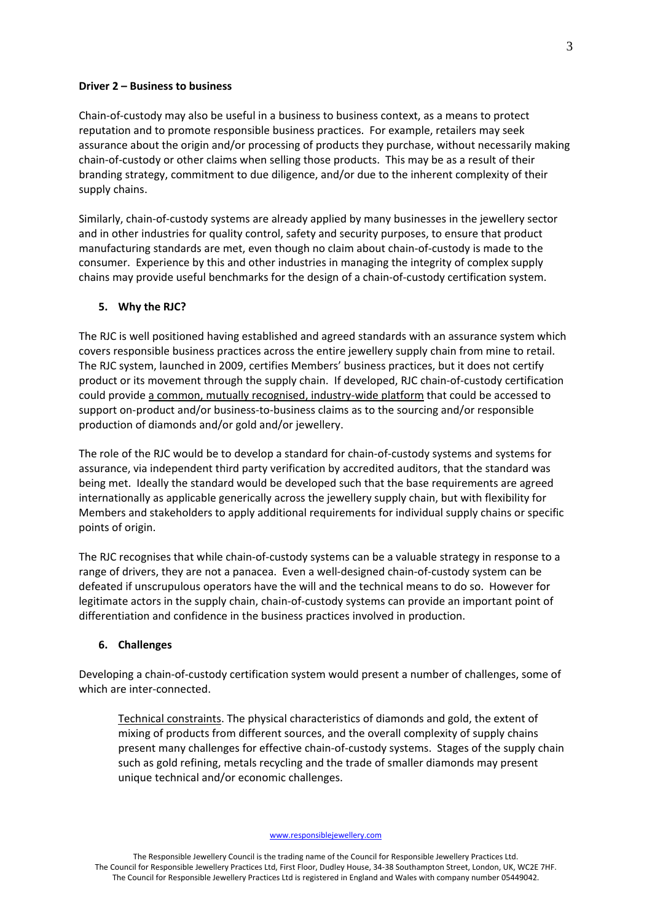**Driver 2 – Business to business**

Chain-of-custody may also be useful in a business to business context, as a means to protect reputation and to promote responsible business practices. For example, retailers may seek assurance about the origin and/or processing of products they purchase, without necessarily making chain-of-custody or other claims when selling those products. This may be as a result of their branding strategy, commitment to due diligence, and/or due to the inherent complexity of their supply chains.

Similarly, chain-of-custody systems are already applied by many businesses in the jewellery sector and in other industries for quality control, safety and security purposes, to ensure that product manufacturing standards are met, even though no claim about chain-of-custody is made to the consumer. Experience by this and other industries in managing the integrity of complex supply chains may provide useful benchmarks for the design of a chain-of-custody certification system.

## 5. Why the RJC?

The RJC is well positioned having established and agreed standards with an assurance system which covers responsible business practices across the entire jewellery supply chain from mine to retail. The RJC system, launched in 2009, certifies Members' business practices, but it does not certify product or its movement through the supply chain. If developed, RJC chain-of-custody certification could provide a common, mutually recognised, industry-wide platform that could be accessed to support on-product and/or business-to-business claims as to the sourcing and/or responsible production of diamonds and/or gold and/or jewellery.

The role of the RJC would be to develop a standard for chain-of-custody systems and systems for assurance, via independent third party verification by accredited auditors, that the standard was being met. Ideally the standard would be developed such that the base requirements are agreed internationally as applicable generically across the jewellery supply chain, but with flexibility for Members and stakeholders to apply additional requirements for individual supply chains or specific points of origin.

The RJC recognises that while chain-of-custody systems can be a valuable strategy in response to a range of drivers, they are not a panacea. Even a well-designed chain-of-custody system can be defeated if unscrupulous operators have the will and the technical means to do so. However for legitimate actors in the supply chain, chain-of-custody systems can provide an important point of differentiation and confidence in the business practices involved in production.

## 6. Challenges

Developing a chain-of-custody certification system would present a number of challenges, some of which are inter-connected.

Technical constraints. The physical characteristics of diamonds and gold, the extent of mixing of products from different sources, and the overall complexity of supply chains present many challenges for effective chain-of-custody systems. Stages of the supply chain such as gold refining, metals recycling and the trade of smaller diamonds may present unique technical and/or economic challenges.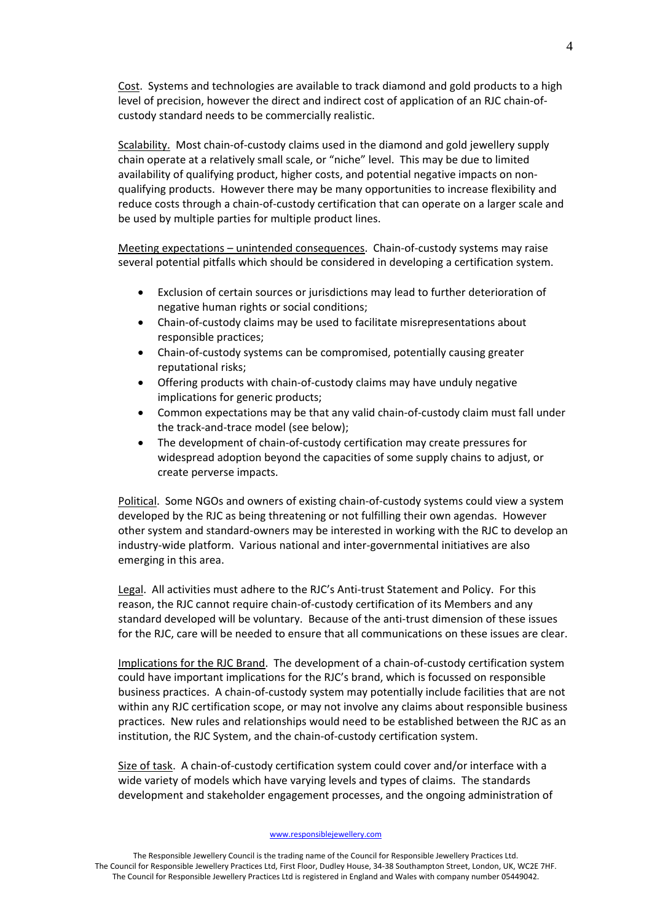Cost. Systems and technologies are available to track diamond and gold products to a high level of precision, however the direct and indirect cost of application of an RJC chain-of-custody standard needs to be commercially realistic.

Scalability. Most chain-of-custody claims used in the diamond and gold jewellery supply chain operate at a relatively small scale, or "niche" level. This may be due to limited availability of qualifying product, higher costs, and potential negative impacts on non-qualifying products. However there may be many opportunities to increase flexibility and reduce costs through a chain-of-custody certification that can operate on a larger scale and be used by multiple parties for multiple product lines.

Meeting expectations – unintended consequences. Chain-of-custody systems may raise several potential pitfalls which should be considered in developing a certification system.

- Exclusion of certain sources or jurisdictions may lead to further deterioration of negative human rights or social conditions;
- Chain-of-custody claims may be used to facilitate misrepresentations about responsible practices;
- Chain-of-custody systems can be compromised, potentially causing greater reputational risks;
- Offering products with chain-of-custody claims may have unduly negative implications for generic products;
- Common expectations may be that any valid chain-of-custody claim must fall under the track-and-trace model (see below);
- The development of chain-of-custody certification may create pressures for widespread adoption beyond the capacities of some supply chains to adjust, or create perverse impacts.

Political. Some NGOs and owners of existing chain-of-custody systems could view a system developed by the RJC as being threatening or not fulfilling their own agendas. However other system and standard-owners may be interested in working with the RJC to develop an industry-wide platform. Various national and inter-governmental initiatives are also emerging in this area.

Legal. All activities must adhere to the RJC's Anti-trust Statement and Policy. For this reason, the RJC cannot require chain-of-custody certification of its Members and any standard developed will be voluntary. Because of the anti-trust dimension of these issues for the RJC, care will be needed to ensure that all communications on these issues are clear.

Implications for the RJC Brand. The development of a chain-of-custody certification system could have important implications for the RJC's brand, which is focussed on responsible business practices. A chain-of-custody system may potentially include facilities that are not within any RJC certification scope, or may not involve any claims about responsible business practices. New rules and relationships would need to be established between the RJC as an institution, the RJC System, and the chain-of-custody certification system.

Size of task. A chain-of-custody certification system could cover and/or interface with a wide variety of models which have varying levels and types of claims. The standards development and stakeholder engagement processes, and the ongoing administration of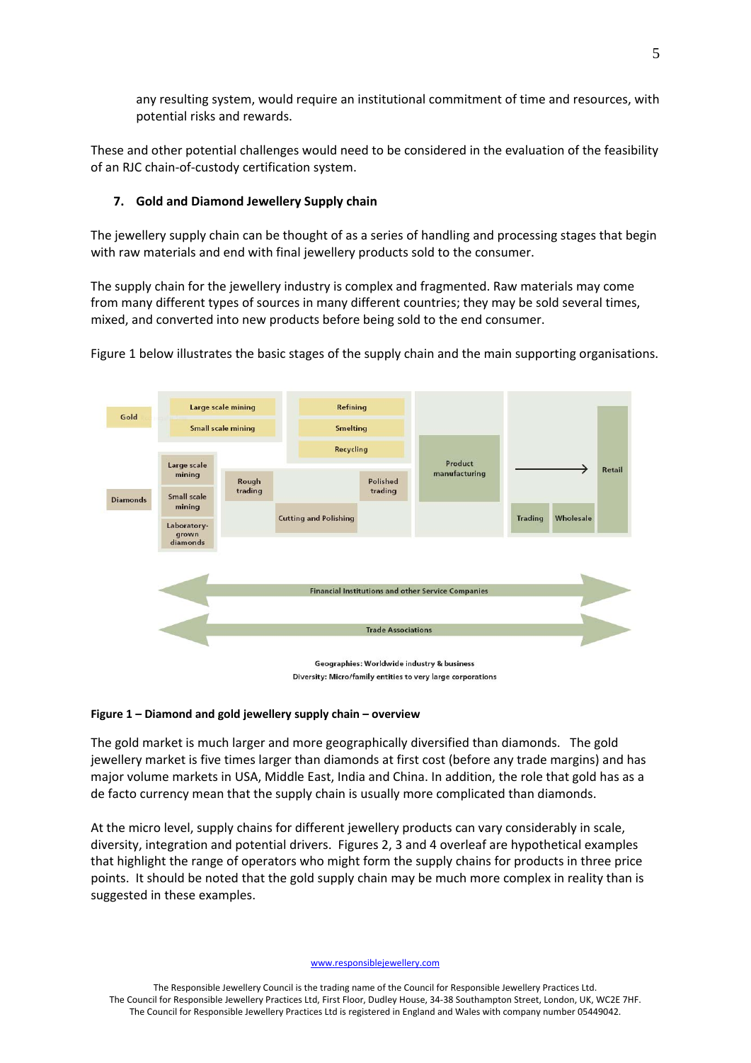any resulting system, would require an institutional commitment of time and resources, with potential risks and rewards.

These and other potential challenges would need to be considered in the evaluation of the feasibility of an RJC chain-of-custody certification system.

## 7. Gold and Diamond Jewellery Supply chain

The jewellery supply chain can be thought of as a series of handling and processing stages that begin with raw materials and end with final jewellery products sold to the consumer.

The supply chain for the jewellery industry is complex and fragmented. Raw materials may come from many different types of sources in many different countries; they may be sold several times, mixed, and converted into new products before being sold to the end consumer.

Figure 1 below illustrates the basic stages of the supply chain and the main supporting organisations.

Gold — Large scale mining; Small scale mining — Refining; Smelting; Recycling — Product manufacturing — Retail

Diamonds — Large scale mining; Small scale mining; Laboratory-grown diamonds — Rough trading — Cutting and Polishing — Polished trading — Product manufacturing — Trading; Wholesale — Retail

Financial Institutions and other Service Companies

Trade Associations

Geographies: Worldwide industry & business

Diversity: Micro/family entities to very large corporations

**Figure 1 – Diamond and gold jewellery supply chain – overview**

The gold market is much larger and more geographically diversified than diamonds. The gold jewellery market is five times larger than diamonds at first cost (before any trade margins) and has major volume markets in USA, Middle East, India and China. In addition, the role that gold has as a de facto currency mean that the supply chain is usually more complicated than diamonds.

At the micro level, supply chains for different jewellery products can vary considerably in scale, diversity, integration and potential drivers. Figures 2, 3 and 4 overleaf are hypothetical examples that highlight the range of operators who might form the supply chains for products in three price points. It should be noted that the gold supply chain may be much more complex in reality than is suggested in these examples.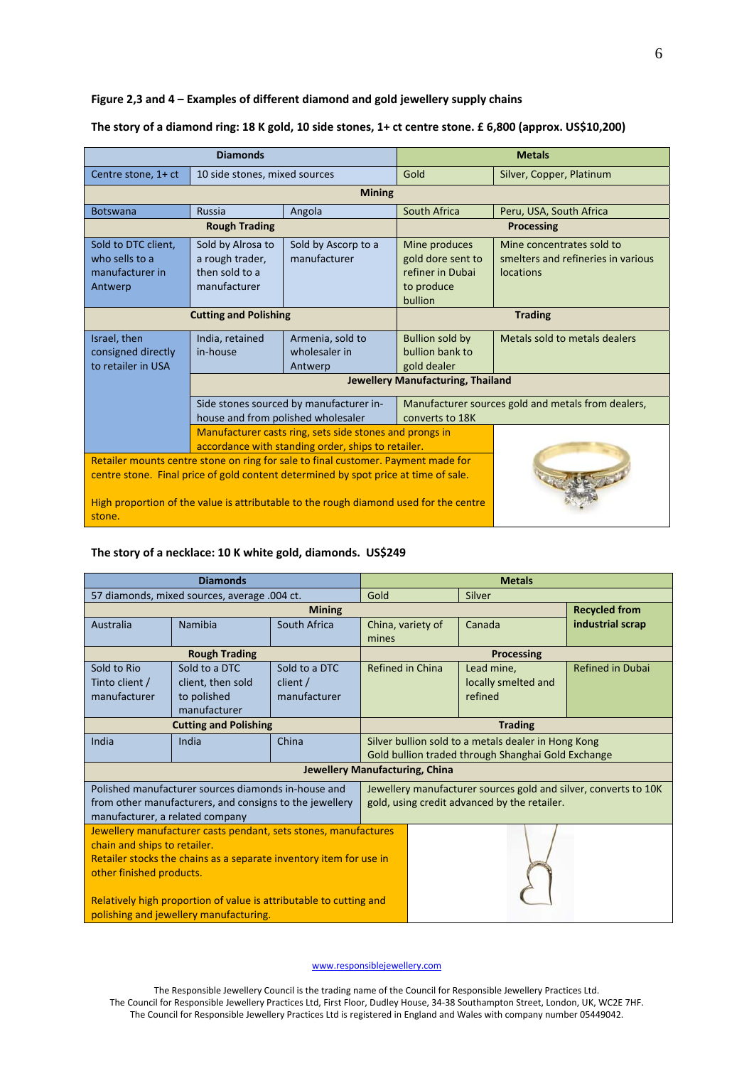**Figure 2,3 and 4 – Examples of different diamond and gold jewellery supply chains**

**The story of a diamond ring: 18 K gold, 10 side stones, 1+ ct centre stone. £ 6,800 (approx. US$10,200)**

| Diamonds | | | Metals | |
|---|---|---|---|---|
| Centre stone, 1+ ct | 10 side stones, mixed sources | | Gold | Silver, Copper, Platinum |
| **Mining** | | | | |
| Botswana | Russia | Angola | South Africa | Peru, USA, South Africa |
| **Rough Trading** | | | **Processing** | |
| Sold to DTC client, who sells to a manufacturer in Antwerp | Sold by Alrosa to a rough trader, then sold to a manufacturer | Sold by Ascorp to a manufacturer | Mine produces gold dore sent to refiner in Dubai to produce bullion | Mine concentrates sold to smelters and refineries in various locations |
| **Cutting and Polishing** | | | **Trading** | |
| Israel, then consigned directly to retailer in USA | India, retained in-house | Armenia, sold to wholesaler in Antwerp | Bullion sold by bullion bank to gold dealer | Metals sold to metals dealers |
| | **Jewellery Manufacturing, Thailand** | | | |
| | Side stones sourced by manufacturer in-house and from polished wholesaler | | Manufacturer sources gold and metals from dealers, converts to 18K | |
| | Manufacturer casts ring, sets side stones and prongs in accordance with standing order, ships to retailer. | | | |
| Retailer mounts centre stone on ring for sale to final customer. Payment made for centre stone. Final price of gold content determined by spot price at time of sale. High proportion of the value is attributable to the rough diamond used for the centre stone. | | | | |

**The story of a necklace: 10 K white gold, diamonds. US$249**

| Diamonds | | | Metals | | |
|---|---|---|---|---|---|
| 57 diamonds, mixed sources, average .004 ct. | | | Gold | Silver | |
| **Mining** | | | | | **Recycled from industrial scrap** |
| Australia | Namibia | South Africa | China, variety of mines | Canada | |
| **Rough Trading** | | | **Processing** | | |
| Sold to Rio Tinto client / manufacturer | Sold to a DTC client, then sold to polished manufacturer | Sold to a DTC client / manufacturer | Refined in China | Lead mine, locally smelted and refined | Refined in Dubai |
| **Cutting and Polishing** | | | **Trading** | | |
| India | India | China | Silver bullion sold to a metals dealer in Hong Kong<br>Gold bullion traded through Shanghai Gold Exchange | | |
| **Jewellery Manufacturing, China** | | | | | |
| Polished manufacturer sources diamonds in-house and from other manufacturers, and consigns to the jewellery manufacturer, a related company | | | Jewellery manufacturer sources gold and silver, converts to 10K gold, using credit advanced by the retailer. | | |
| Jewellery manufacturer casts pendant, sets stones, manufactures chain and ships to retailer. Retailer stocks the chains as a separate inventory item for use in other finished products. Relatively high proportion of value is attributable to cutting and polishing and jewellery manufacturing. | | | | | |

www.responsiblejewellery.com

The Responsible Jewellery Council is the trading name of the Council for Responsible Jewellery Practices Ltd.
The Council for Responsible Jewellery Practices Ltd, First Floor, Dudley House, 34-38 Southampton Street, London, UK, WC2E 7HF.
The Council for Responsible Jewellery Practices Ltd is registered in England and Wales with company number 05449042.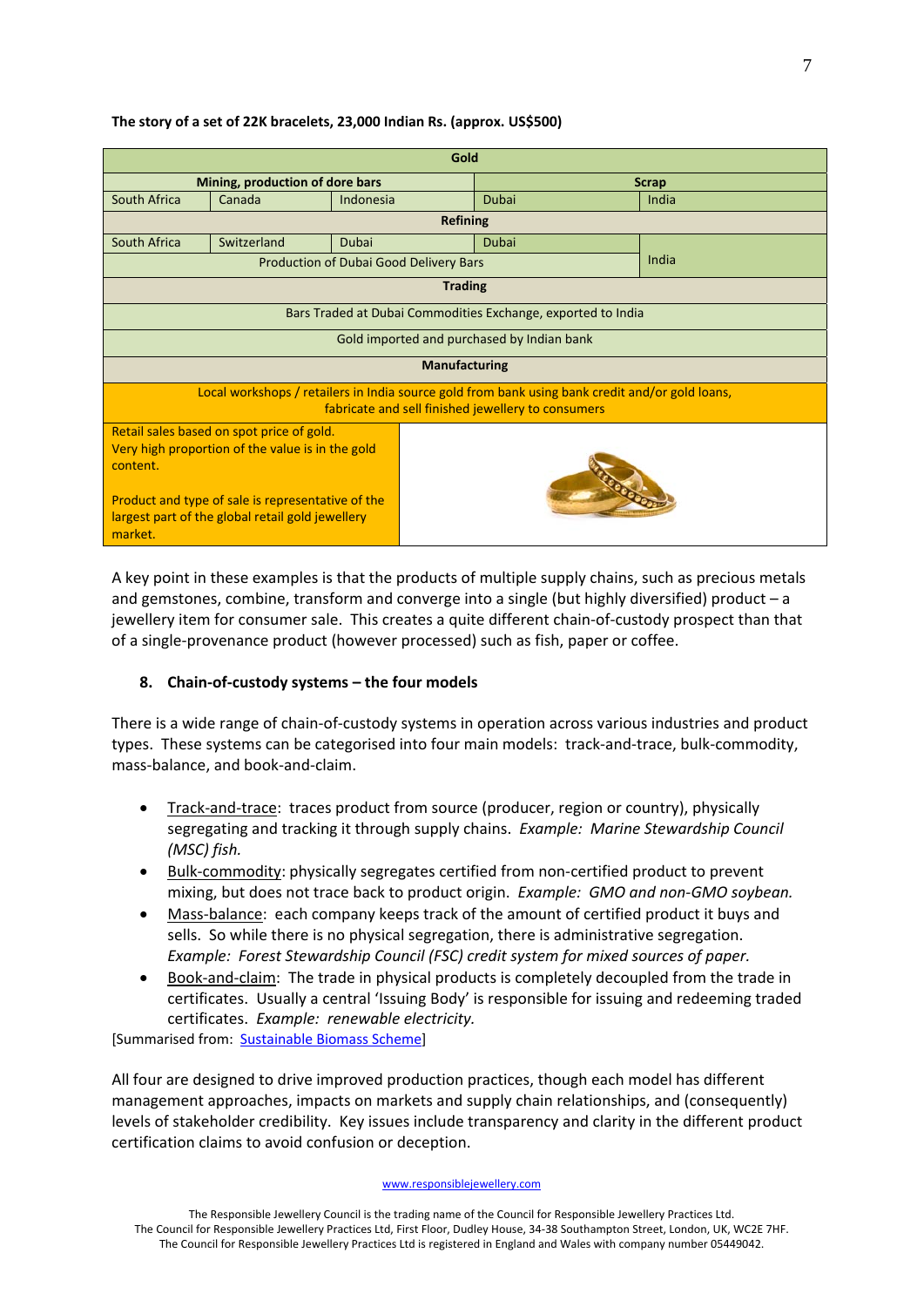**The story of a set of 22K bracelets, 23,000 Indian Rs. (approx. US$500)**

| Gold | | | | |
|---|---|---|---|---|
| **Mining, production of dore bars** | | | **Scrap** | |
| South Africa | Canada | Indonesia | Dubai | India |
| **Refining** | | | | |
| South Africa | Switzerland | Dubai | Dubai | India |
| Production of Dubai Good Delivery Bars | | | | |
| **Trading** | | | | |
| Bars Traded at Dubai Commodities Exchange, exported to India | | | | |
| Gold imported and purchased by Indian bank | | | | |
| **Manufacturing** | | | | |
| Local workshops / retailers in India source gold from bank using bank credit and/or gold loans, fabricate and sell finished jewellery to consumers | | | | |
| Retail sales based on spot price of gold. Very high proportion of the value is in the gold content. Product and type of sale is representative of the largest part of the global retail gold jewellery market. | | | | |

A key point in these examples is that the products of multiple supply chains, such as precious metals and gemstones, combine, transform and converge into a single (but highly diversified) product – a jewellery item for consumer sale. This creates a quite different chain-of-custody prospect than that of a single-provenance product (however processed) such as fish, paper or coffee.

## 8. Chain-of-custody systems – the four models

There is a wide range of chain-of-custody systems in operation across various industries and product types. These systems can be categorised into four main models: track-and-trace, bulk-commodity, mass-balance, and book-and-claim.

- Track-and-trace: traces product from source (producer, region or country), physically segregating and tracking it through supply chains. *Example: Marine Stewardship Council (MSC) fish.*
- Bulk-commodity: physically segregates certified from non-certified product to prevent mixing, but does not trace back to product origin. *Example: GMO and non-GMO soybean.*
- Mass-balance: each company keeps track of the amount of certified product it buys and sells. So while there is no physical segregation, there is administrative segregation. *Example: Forest Stewardship Council (FSC) credit system for mixed sources of paper.*
- Book-and-claim: The trade in physical products is completely decoupled from the trade in certificates. Usually a central 'Issuing Body' is responsible for issuing and redeeming traded certificates. *Example: renewable electricity.*

[Summarised from: Sustainable Biomass Scheme]

All four are designed to drive improved production practices, though each model has different management approaches, impacts on markets and supply chain relationships, and (consequently) levels of stakeholder credibility. Key issues include transparency and clarity in the different product certification claims to avoid confusion or deception.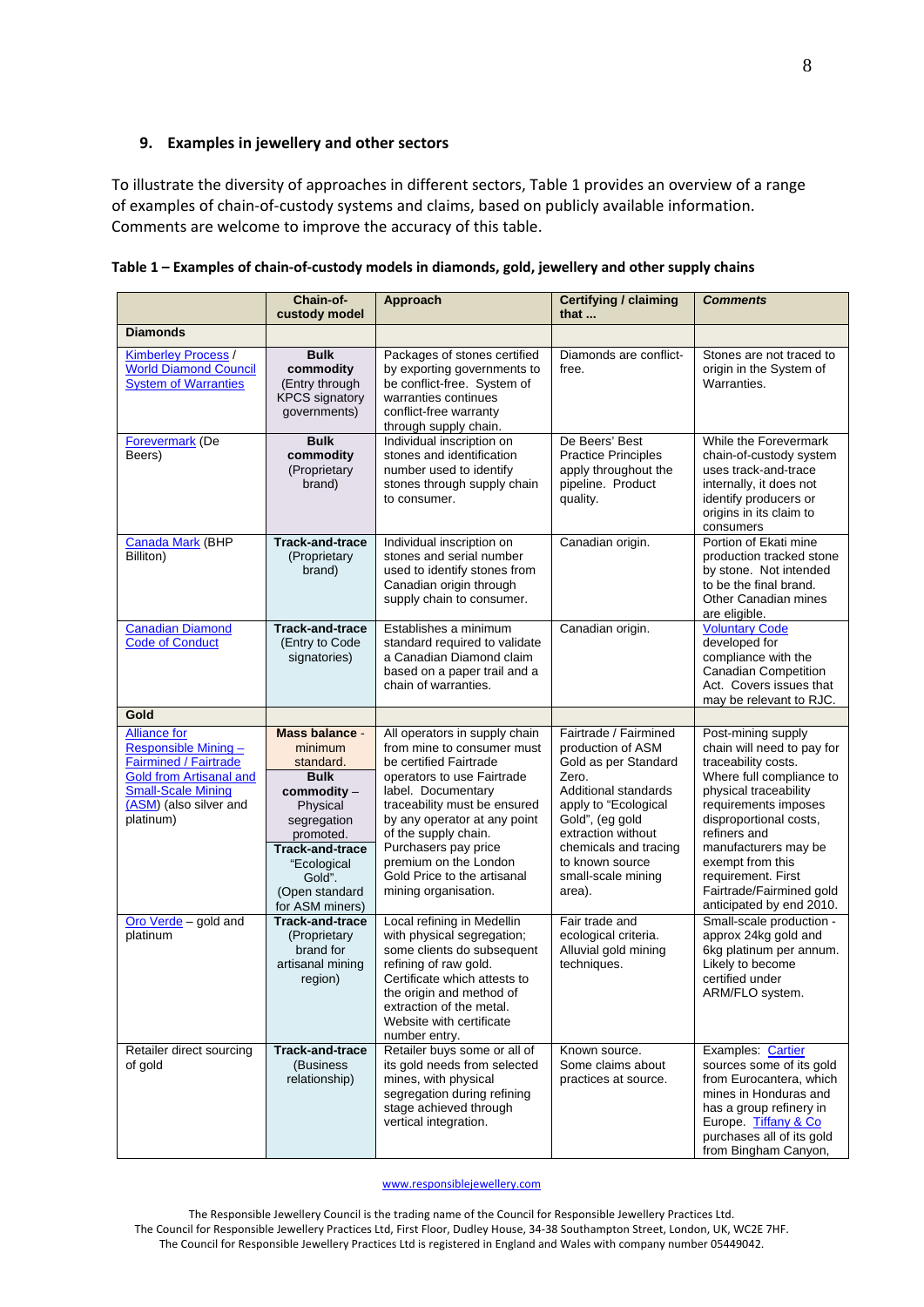## 9. Examples in jewellery and other sectors

To illustrate the diversity of approaches in different sectors, Table 1 provides an overview of a range of examples of chain-of-custody systems and claims, based on publicly available information. Comments are welcome to improve the accuracy of this table.

**Table 1 – Examples of chain-of-custody models in diamonds, gold, jewellery and other supply chains**

| | Chain-of-custody model | Approach | Certifying / claiming that ... | *Comments* |
|---|---|---|---|---|
| **Diamonds** | | | | |
| Kimberley Process / World Diamond Council System of Warranties | **Bulk commodity** (Entry through KPCS signatory governments) | Packages of stones certified by exporting governments to be conflict-free. System of warranties continues conflict-free warranty through supply chain. | Diamonds are conflict-free. | Stones are not traced to origin in the System of Warranties. |
| Forevermark (De Beers) | **Bulk commodity** (Proprietary brand) | Individual inscription on stones and identification number used to identify stones through supply chain to consumer. | De Beers' Best Practice Principles apply throughout the pipeline. Product quality. | While the Forevermark chain-of-custody system uses track-and-trace internally, it does not identify producers or origins in its claim to consumers |
| Canada Mark (BHP Billiton) | **Track-and-trace** (Proprietary brand) | Individual inscription on stones and serial number used to identify stones from Canadian origin through supply chain to consumer. | Canadian origin. | Portion of Ekati mine production tracked stone by stone. Not intended to be the final brand. Other Canadian mines are eligible. |
| Canadian Diamond Code of Conduct | **Track-and-trace** (Entry to Code signatories) | Establishes a minimum standard required to validate a Canadian Diamond claim based on a paper trail and a chain of warranties. | Canadian origin. | Voluntary Code developed for compliance with the Canadian Competition Act. Covers issues that may be relevant to RJC. |
| **Gold** | | | | |
| Alliance for Responsible Mining – Fairmined / Fairtrade Gold from Artisanal and Small-Scale Mining (ASM) (also silver and platinum) | **Mass balance** - minimum standard. **Bulk commodity** – Physical segregation promoted. **Track-and-trace** "Ecological Gold". (Open standard for ASM miners) | All operators in supply chain from mine to consumer must be certified Fairtrade operators to use Fairtrade label. Documentary traceability must be ensured by any operator at any point of the supply chain. Purchasers pay price premium on the London Gold Price to the artisanal mining organisation. | Fairtrade / Fairmined production of ASM Gold as per Standard Zero. Additional standards apply to "Ecological Gold", (eg gold extraction without chemicals and tracing to known source small-scale mining area). | Post-mining supply chain will need to pay for traceability costs. Where full compliance to physical traceability requirements imposes disproportional costs, refiners and manufacturers may be exempt from this requirement. First Fairtrade/Fairmined gold anticipated by end 2010. |
| Oro Verde – gold and platinum | **Track-and-trace** (Proprietary brand for artisanal mining region) | Local refining in Medellin with physical segregation; some clients do subsequent refining of raw gold. Certificate which attests to the origin and method of extraction of the metal. Website with certificate number entry. | Fair trade and ecological criteria. Alluvial gold mining techniques. | Small-scale production - approx 24kg gold and 6kg platinum per annum. Likely to become certified under ARM/FLO system. |
| Retailer direct sourcing of gold | **Track-and-trace** (Business relationship) | Retailer buys some or all of its gold needs from selected mines, with physical segregation during refining stage achieved through vertical integration. | Known source. Some claims about practices at source. | Examples: Cartier sources some of its gold from Eurocantera, which mines in Honduras and has a group refinery in Europe. Tiffany & Co purchases all of its gold from Bingham Canyon, |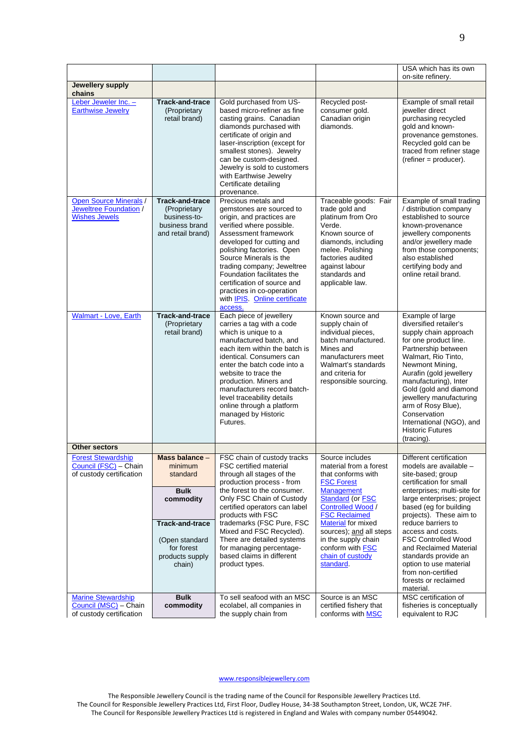| | | | | |
|---|---|---|---|---|
| | | | | USA which has its own on-site refinery. |
| **Jewellery supply chains** | | | | |
| Leber Jeweler Inc. – Earthwise Jewelry | **Track-and-trace** (Proprietary retail brand) | Gold purchased from US-based micro-refiner as fine casting grains. Canadian diamonds purchased with certificate of origin and laser-inscription (except for smallest stones). Jewelry can be custom-designed. Jewelry is sold to customers with Earthwise Jewelry Certificate detailing provenance. | Recycled post-consumer gold. Canadian origin diamonds. | Example of small retail jeweller direct purchasing recycled gold and known-provenance gemstones. Recycled gold can be traced from refiner stage (refiner = producer). |
| Open Source Minerals / Jeweltree Foundation / Wishes Jewels | **Track-and-trace** (Proprietary business-to-business brand and retail brand) | Precious metals and gemstones are sourced to origin, and practices are verified where possible. Assessment framework developed for cutting and polishing factories. Open Source Minerals is the trading company; Jeweltree Foundation facilitates the certification of source and practices in co-operation with IPIS. Online certificate access. | Traceable goods: Fair trade gold and platinum from Oro Verde. Known source of diamonds, including melee. Polishing factories audited against labour standards and applicable law. | Example of small trading / distribution company established to source known-provenance jewellery components and/or jewellery made from those components; also established certifying body and online retail brand. |
| Walmart - Love, Earth | **Track-and-trace** (Proprietary retail brand) | Each piece of jewellery carries a tag with a code which is unique to a manufactured batch, and each item within the batch is identical. Consumers can enter the batch code into a website to trace the production. Miners and manufacturers record batch-level traceability details online through a platform managed by Historic Futures. | Known source and supply chain of individual pieces, batch manufactured. Mines and manufacturers meet Walmart's standards and criteria for responsible sourcing. | Example of large diversified retailer's supply chain approach for one product line. Partnership between Walmart, Rio Tinto, Newmont Mining, Aurafin (gold jewellery manufacturing), Inter Gold (gold and diamond jewellery manufacturing arm of Rosy Blue), Conservation International (NGO), and Historic Futures (tracing). |
| **Other sectors** | | | | |
| Forest Stewardship Council (FSC) – Chain of custody certification | **Mass balance** – minimum standard<br><br>**Bulk commodity**<br><br>**Track-and-trace**<br><br>(Open standard for forest products supply chain) | FSC chain of custody tracks FSC certified material through all stages of the production process - from the forest to the consumer. Only FSC Chain of Custody certified operators can label products with FSC trademarks (FSC Pure, FSC Mixed and FSC Recycled). There are detailed systems for managing percentage-based claims in different product types. | Source includes material from a forest that conforms with FSC Forest Management Standard (or FSC Controlled Wood / FSC Reclaimed Material for mixed sources); and all steps in the supply chain conform with FSC chain of custody standard. | Different certification models are available – site-based; group certification for small enterprises; multi-site for large enterprises; project based (eg for building projects). These aim to reduce barriers to access and costs. FSC Controlled Wood and Reclaimed Material standards provide an option to use material from non-certified forests or reclaimed material. |
| Marine Stewardship Council (MSC) – Chain of custody certification | **Bulk commodity** | To sell seafood with an MSC ecolabel, all companies in the supply chain from | Source is an MSC certified fishery that conforms with MSC | MSC certification of fisheries is conceptually equivalent to RJC |

www.responsiblejewellery.com

The Responsible Jewellery Council is the trading name of the Council for Responsible Jewellery Practices Ltd.
The Council for Responsible Jewellery Practices Ltd, First Floor, Dudley House, 34-38 Southampton Street, London, UK, WC2E 7HF.
The Council for Responsible Jewellery Practices Ltd is registered in England and Wales with company number 05449042.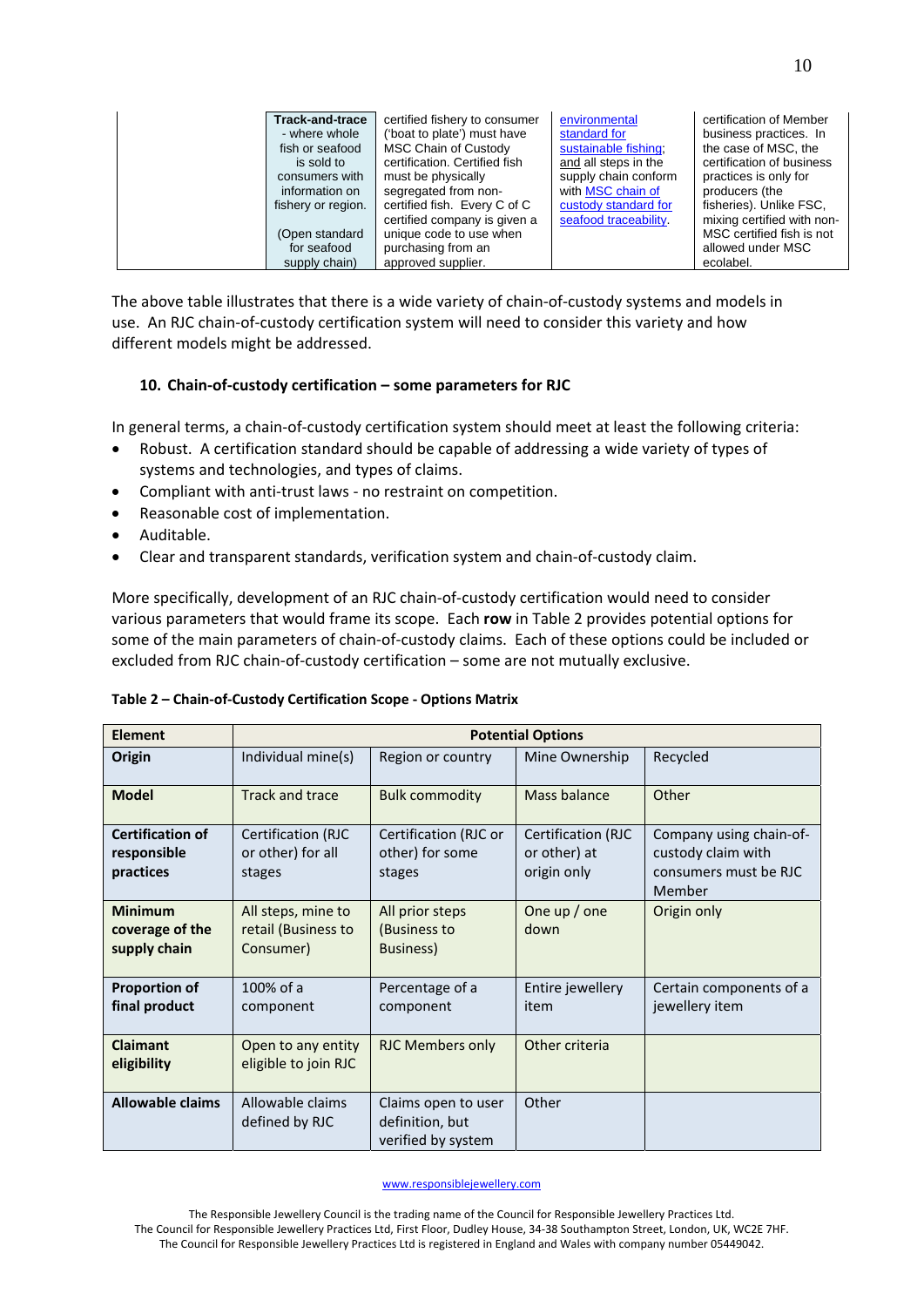| | Track-and-trace - where whole fish or seafood is sold to consumers with information on fishery or region. (Open standard for seafood supply chain) | certified fishery to consumer ('boat to plate') must have MSC Chain of Custody certification. Certified fish must be physically segregated from non-certified fish. Every C of C certified company is given a unique code to use when purchasing from an approved supplier. | environmental standard for sustainable fishing; and all steps in the supply chain conform with MSC chain of custody standard for seafood traceability. | certification of Member business practices. In the case of MSC, the certification of business practices is only for producers (the fisheries). Unlike FSC, mixing certified with non-MSC certified fish is not allowed under MSC ecolabel. |
|---|---|---|---|---|

The above table illustrates that there is a wide variety of chain-of-custody systems and models in use. An RJC chain-of-custody certification system will need to consider this variety and how different models might be addressed.

### 10. Chain-of-custody certification – some parameters for RJC

In general terms, a chain-of-custody certification system should meet at least the following criteria:

- Robust. A certification standard should be capable of addressing a wide variety of types of systems and technologies, and types of claims.
- Compliant with anti-trust laws - no restraint on competition.
- Reasonable cost of implementation.
- Auditable.
- Clear and transparent standards, verification system and chain-of-custody claim.

More specifically, development of an RJC chain-of-custody certification would need to consider various parameters that would frame its scope. Each **row** in Table 2 provides potential options for some of the main parameters of chain-of-custody claims. Each of these options could be included or excluded from RJC chain-of-custody certification – some are not mutually exclusive.

**Table 2 – Chain-of-Custody Certification Scope - Options Matrix**

| Element | Potential Options | | | |
|---|---|---|---|---|
| **Origin** | Individual mine(s) | Region or country | Mine Ownership | Recycled |
| **Model** | Track and trace | Bulk commodity | Mass balance | Other |
| **Certification of responsible practices** | Certification (RJC or other) for all stages | Certification (RJC or other) for some stages | Certification (RJC or other) at origin only | Company using chain-of-custody claim with consumers must be RJC Member |
| **Minimum coverage of the supply chain** | All steps, mine to retail (Business to Consumer) | All prior steps (Business to Business) | One up / one down | Origin only |
| **Proportion of final product** | 100% of a component | Percentage of a component | Entire jewellery item | Certain components of a jewellery item |
| **Claimant eligibility** | Open to any entity eligible to join RJC | RJC Members only | Other criteria | |
| **Allowable claims** | Allowable claims defined by RJC | Claims open to user definition, but verified by system | Other | |

www.responsiblejewellery.com

The Responsible Jewellery Council is the trading name of the Council for Responsible Jewellery Practices Ltd.
The Council for Responsible Jewellery Practices Ltd, First Floor, Dudley House, 34-38 Southampton Street, London, UK, WC2E 7HF.
The Council for Responsible Jewellery Practices Ltd is registered in England and Wales with company number 05449042.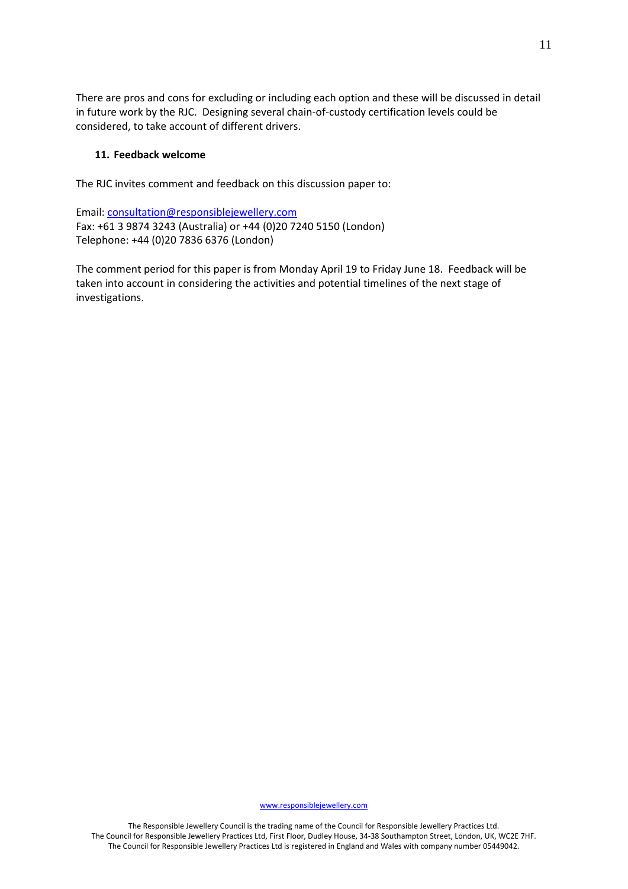There are pros and cons for excluding or including each option and these will be discussed in detail in future work by the RJC. Designing several chain-of-custody certification levels could be considered, to take account of different drivers.

## 11. Feedback welcome

The RJC invites comment and feedback on this discussion paper to:

Email: consultation@responsiblejewellery.com
Fax: +61 3 9874 3243 (Australia) or +44 (0)20 7240 5150 (London)
Telephone: +44 (0)20 7836 6376 (London)

The comment period for this paper is from Monday April 19 to Friday June 18. Feedback will be taken into account in considering the activities and potential timelines of the next stage of investigations.